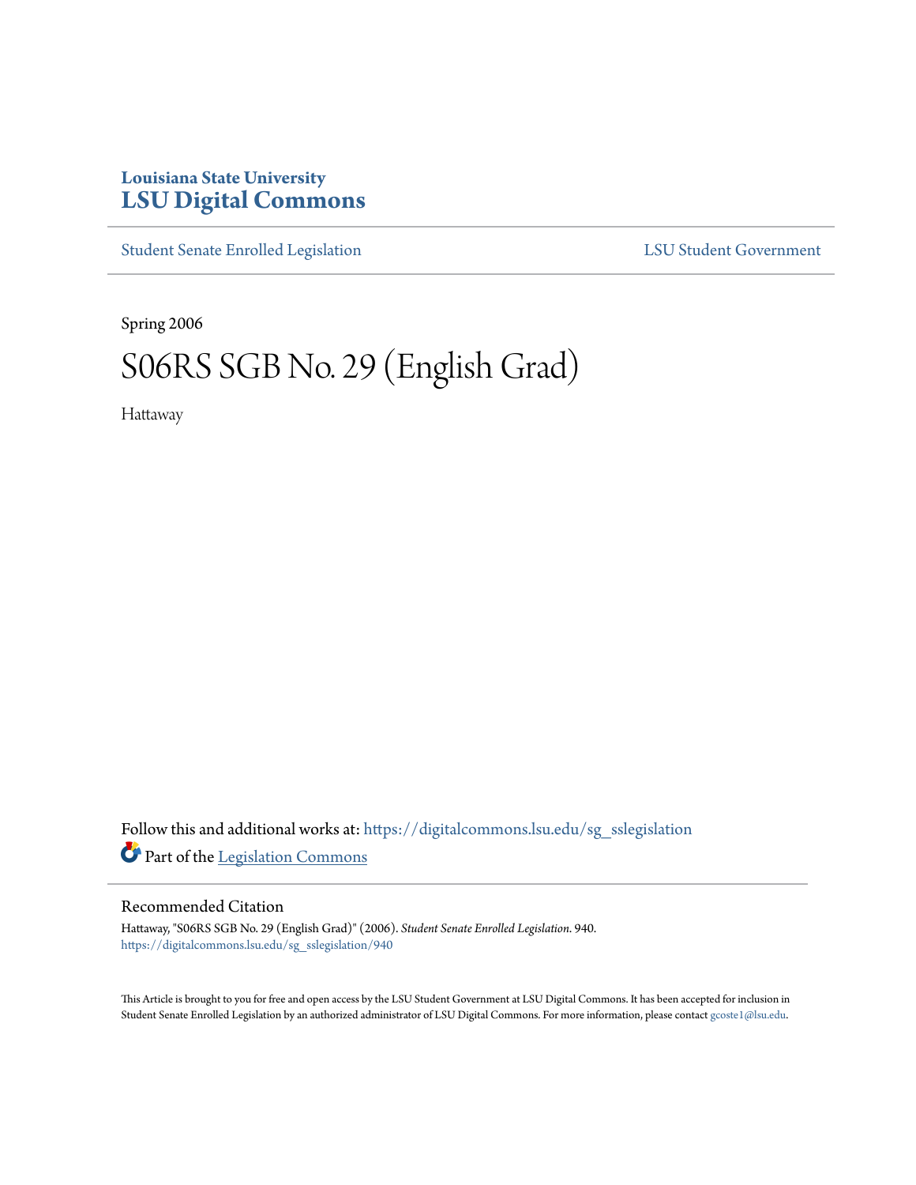Louisiana State University

# LSU Digital Commons

Student Senate Enrolled Legislation | LSU Student Government

Spring 2006

# S06RS SGB No. 29 (English Grad)

Hattaway

Follow this and additional works at: https://digitalcommons.lsu.edu/sg_sslegislation

Part of the Legislation Commons

## Recommended Citation

Hattaway, "S06RS SGB No. 29 (English Grad)" (2006). *Student Senate Enrolled Legislation*. 940.
https://digitalcommons.lsu.edu/sg_sslegislation/940

This Article is brought to you for free and open access by the LSU Student Government at LSU Digital Commons. It has been accepted for inclusion in Student Senate Enrolled Legislation by an authorized administrator of LSU Digital Commons. For more information, please contact gcoste1@lsu.edu.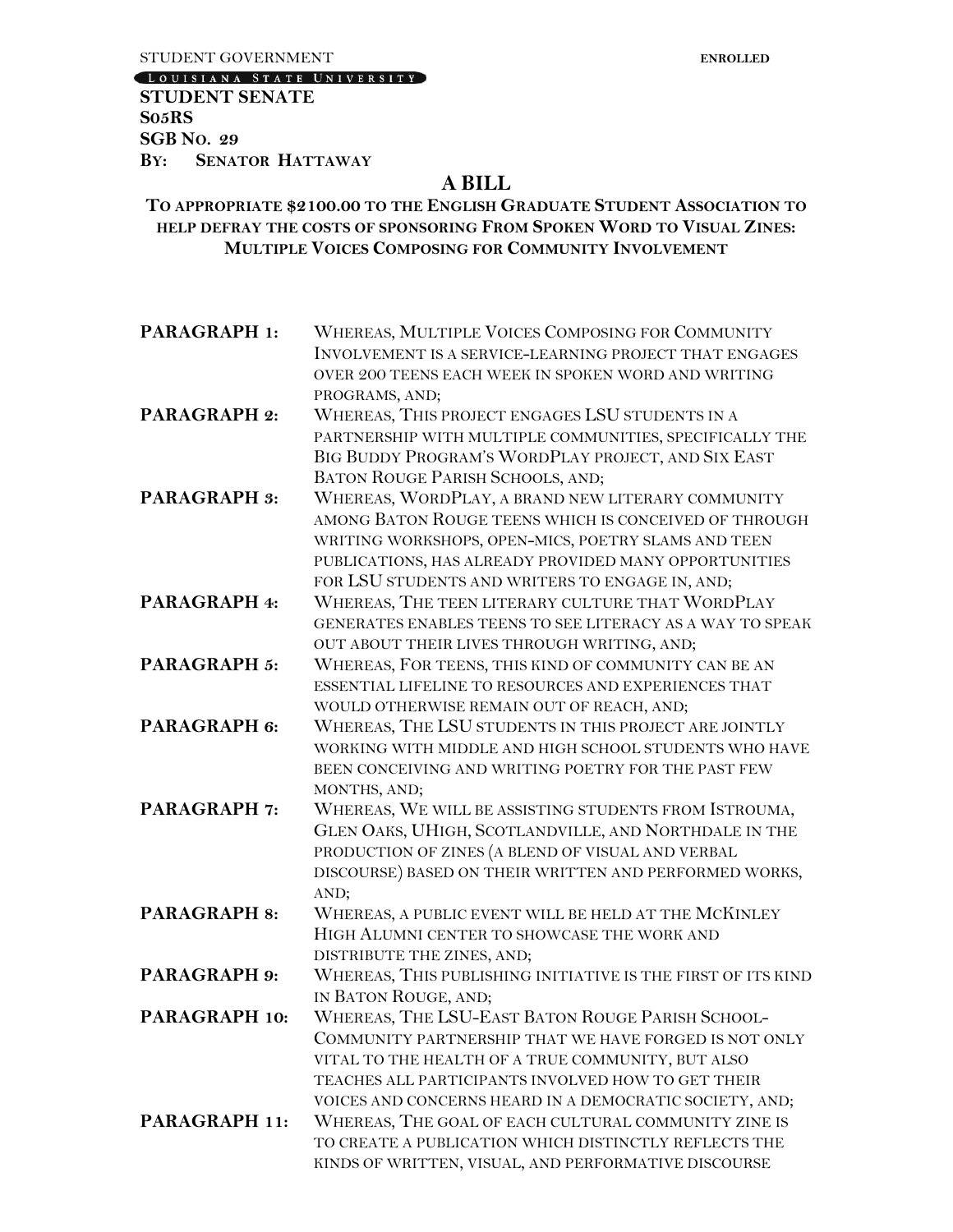STUDENT GOVERNMENT **ENROLLED**

LOUISIANA STATE UNIVERSITY

**STUDENT SENATE**
**S05RS**
**SGB NO. 29**
**BY: SENATOR HATTAWAY**

# A BILL

## TO APPROPRIATE $2100.00 TO THE ENGLISH GRADUATE STUDENT ASSOCIATION TO HELP DEFRAY THE COSTS OF SPONSORING FROM SPOKEN WORD TO VISUAL ZINES: MULTIPLE VOICES COMPOSING FOR COMMUNITY INVOLVEMENT

**PARAGRAPH 1:** WHEREAS, MULTIPLE VOICES COMPOSING FOR COMMUNITY INVOLVEMENT IS A SERVICE-LEARNING PROJECT THAT ENGAGES OVER 200 TEENS EACH WEEK IN SPOKEN WORD AND WRITING PROGRAMS, AND;

**PARAGRAPH 2:** WHEREAS, THIS PROJECT ENGAGES LSU STUDENTS IN A PARTNERSHIP WITH MULTIPLE COMMUNITIES, SPECIFICALLY THE BIG BUDDY PROGRAM'S WORDPLAY PROJECT, AND SIX EAST BATON ROUGE PARISH SCHOOLS, AND;

**PARAGRAPH 3:** WHEREAS, WORDPLAY, A BRAND NEW LITERARY COMMUNITY AMONG BATON ROUGE TEENS WHICH IS CONCEIVED OF THROUGH WRITING WORKSHOPS, OPEN-MICS, POETRY SLAMS AND TEEN PUBLICATIONS, HAS ALREADY PROVIDED MANY OPPORTUNITIES FOR LSU STUDENTS AND WRITERS TO ENGAGE IN, AND;

**PARAGRAPH 4:** WHEREAS, THE TEEN LITERARY CULTURE THAT WORDPLAY GENERATES ENABLES TEENS TO SEE LITERACY AS A WAY TO SPEAK OUT ABOUT THEIR LIVES THROUGH WRITING, AND;

**PARAGRAPH 5:** WHEREAS, FOR TEENS, THIS KIND OF COMMUNITY CAN BE AN ESSENTIAL LIFELINE TO RESOURCES AND EXPERIENCES THAT WOULD OTHERWISE REMAIN OUT OF REACH, AND;

**PARAGRAPH 6:** WHEREAS, THE LSU STUDENTS IN THIS PROJECT ARE JOINTLY WORKING WITH MIDDLE AND HIGH SCHOOL STUDENTS WHO HAVE BEEN CONCEIVING AND WRITING POETRY FOR THE PAST FEW MONTHS, AND;

**PARAGRAPH 7:** WHEREAS, WE WILL BE ASSISTING STUDENTS FROM ISTROUMA, GLEN OAKS, UHIGH, SCOTLANDVILLE, AND NORTHDALE IN THE PRODUCTION OF ZINES (A BLEND OF VISUAL AND VERBAL DISCOURSE) BASED ON THEIR WRITTEN AND PERFORMED WORKS, AND;

**PARAGRAPH 8:** WHEREAS, A PUBLIC EVENT WILL BE HELD AT THE MCKINLEY HIGH ALUMNI CENTER TO SHOWCASE THE WORK AND DISTRIBUTE THE ZINES, AND;

**PARAGRAPH 9:** WHEREAS, THIS PUBLISHING INITIATIVE IS THE FIRST OF ITS KIND IN BATON ROUGE, AND;

**PARAGRAPH 10:** WHEREAS, THE LSU-EAST BATON ROUGE PARISH SCHOOL-COMMUNITY PARTNERSHIP THAT WE HAVE FORGED IS NOT ONLY VITAL TO THE HEALTH OF A TRUE COMMUNITY, BUT ALSO TEACHES ALL PARTICIPANTS INVOLVED HOW TO GET THEIR VOICES AND CONCERNS HEARD IN A DEMOCRATIC SOCIETY, AND;

**PARAGRAPH 11:** WHEREAS, THE GOAL OF EACH CULTURAL COMMUNITY ZINE IS TO CREATE A PUBLICATION WHICH DISTINCTLY REFLECTS THE KINDS OF WRITTEN, VISUAL, AND PERFORMATIVE DISCOURSE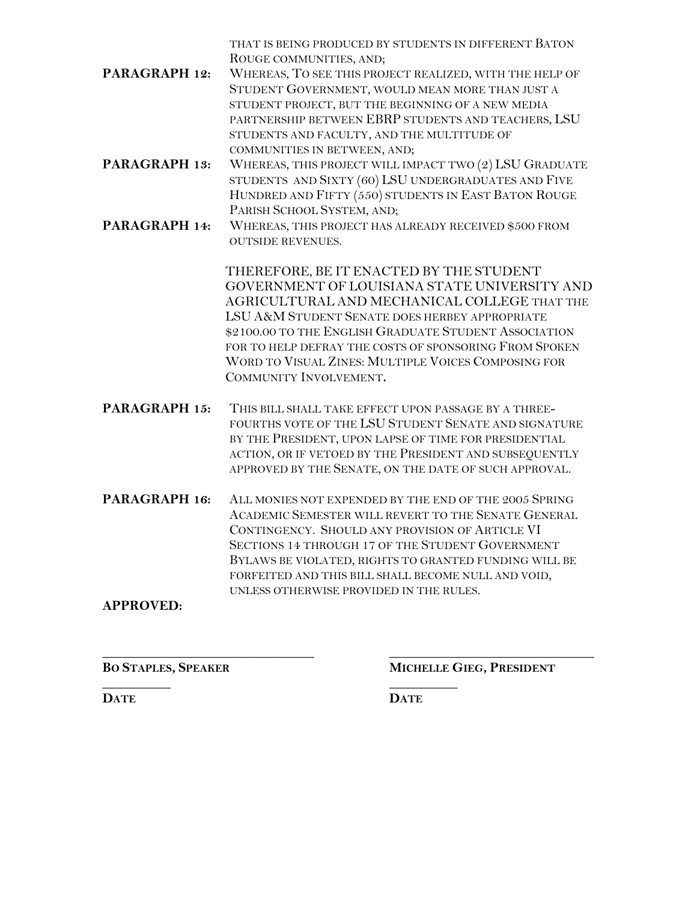that is being produced by students in different Baton Rouge communities, and;

**PARAGRAPH 12:** Whereas, To see this project realized, with the help of Student Government, would mean more than just a student project, but the beginning of a new media partnership between EBRP students and teachers, LSU students and faculty, and the multitude of communities in between, and;

**PARAGRAPH 13:** Whereas, this project will impact two (2) LSU Graduate students and Sixty (60) LSU undergraduates and Five Hundred and Fifty (550) students in East Baton Rouge Parish School System, and;

**PARAGRAPH 14:** Whereas, this project has already received $500 from outside revenues.

THEREFORE, BE IT ENACTED BY THE STUDENT GOVERNMENT OF LOUISIANA STATE UNIVERSITY AND AGRICULTURAL AND MECHANICAL COLLEGE that the LSU A&M Student Senate does herbey appropriate $2100.00 to the English Graduate Student Association for to help defray the costs of sponsoring From Spoken Word to Visual Zines: Multiple Voices Composing for Community Involvement.

**PARAGRAPH 15:** This bill shall take effect upon passage by a three-fourths vote of the LSU Student Senate and signature by the President, upon lapse of time for presidential action, or if vetoed by the President and subsequently approved by the Senate, on the date of such approval.

**PARAGRAPH 16:** All monies not expended by the end of the 2005 Spring Academic Semester will revert to the Senate General Contingency. Should any provision of Article VI Sections 14 through 17 of the Student Government Bylaws be violated, rights to granted funding will be forfeited and this bill shall become null and void, unless otherwise provided in the rules.

**APPROVED:**

\_\_\_\_\_\_\_\_\_\_\_\_\_\_\_\_\_\_\_\_\_\_\_\_\_\_\_\_\_\_

**Bo Staples, Speaker**

\_\_\_\_\_\_\_\_\_\_

**Date**

\_\_\_\_\_\_\_\_\_\_\_\_\_\_\_\_\_\_\_\_\_\_\_\_\_\_\_\_\_\_

**Michelle Gieg, President**

\_\_\_\_\_\_\_\_\_\_

**Date**